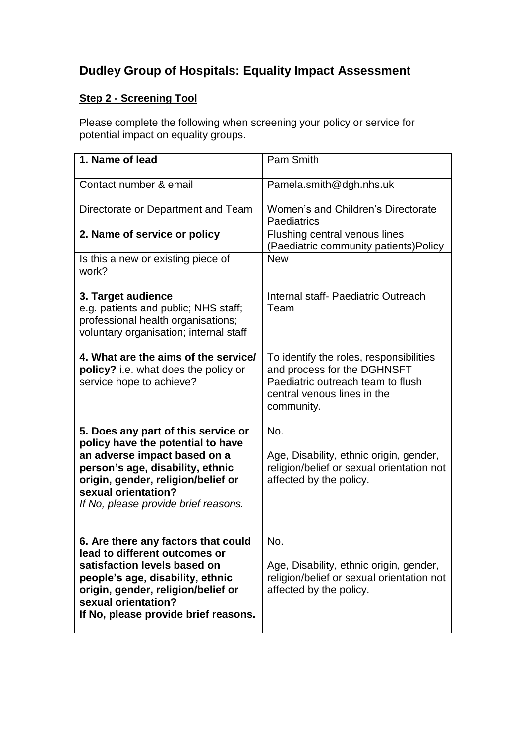# Dudley Group of Hospitals: Equality Impact Assessment

## Step 2 - Screening Tool

Please complete the following when screening your policy or service for potential impact on equality groups.

| **1. Name of lead** | Pam Smith |
|---|---|
| Contact number & email | Pamela.smith@dgh.nhs.uk |
| Directorate or Department and Team | Women's and Children's Directorate Paediatrics |
| **2. Name of service or policy** | Flushing central venous lines (Paediatric community patients)Policy |
| Is this a new or existing piece of work? | New |
| **3. Target audience** e.g. patients and public; NHS staff; professional health organisations; voluntary organisation; internal staff | Internal staff- Paediatric Outreach Team |
| **4. What are the aims of the service/ policy?** i.e. what does the policy or service hope to achieve? | To identify the roles, responsibilities and process for the DGHNSFT Paediatric outreach team to flush central venous lines in the community. |
| **5. Does any part of this service or policy have the potential to have an adverse impact based on a person's age, disability, ethnic origin, gender, religion/belief or sexual orientation?** *If No, please provide brief reasons.* | No. Age, Disability, ethnic origin, gender, religion/belief or sexual orientation not affected by the policy. |
| **6. Are there any factors that could lead to different outcomes or satisfaction levels based on people's age, disability, ethnic origin, gender, religion/belief or sexual orientation? If No, please provide brief reasons.** | No. Age, Disability, ethnic origin, gender, religion/belief or sexual orientation not affected by the policy. |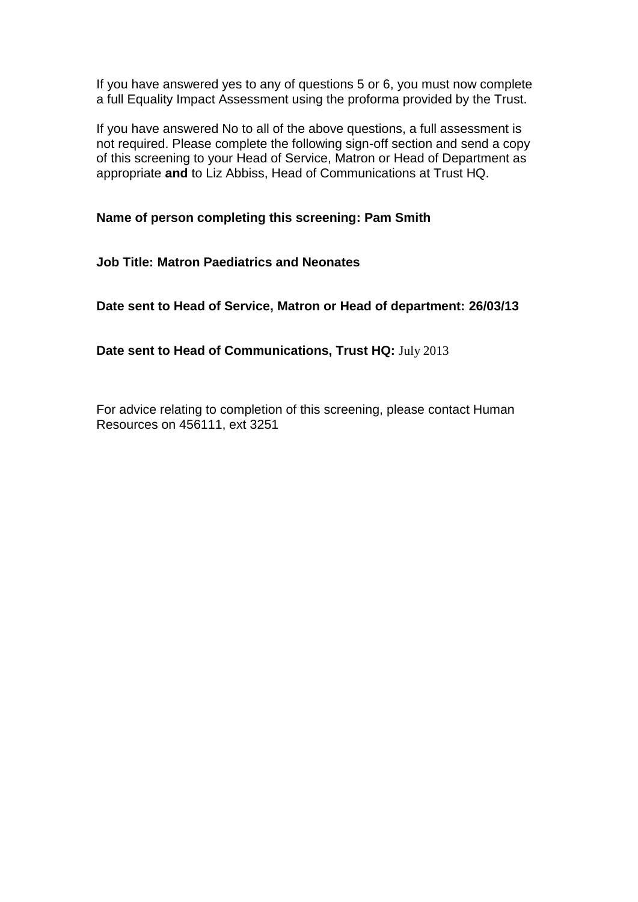If you have answered yes to any of questions 5 or 6, you must now complete a full Equality Impact Assessment using the proforma provided by the Trust.

If you have answered No to all of the above questions, a full assessment is not required. Please complete the following sign-off section and send a copy of this screening to your Head of Service, Matron or Head of Department as appropriate **and** to Liz Abbiss, Head of Communications at Trust HQ.

**Name of person completing this screening: Pam Smith**

**Job Title: Matron Paediatrics and Neonates**

**Date sent to Head of Service, Matron or Head of department: 26/03/13**

**Date sent to Head of Communications, Trust HQ:** July 2013

For advice relating to completion of this screening, please contact Human Resources on 456111, ext 3251